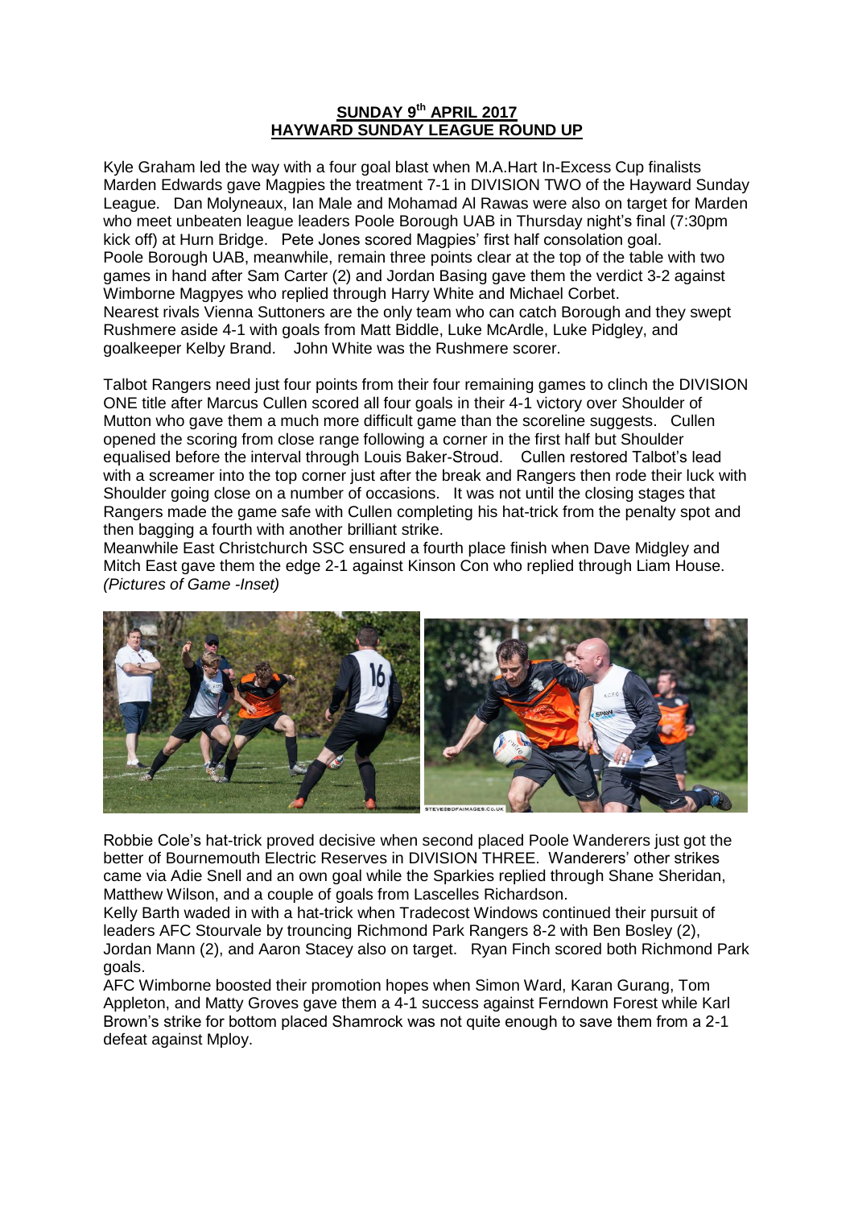**SUNDAY 9th APRIL 2017**
**HAYWARD SUNDAY LEAGUE ROUND UP**

Kyle Graham led the way with a four goal blast when M.A.Hart In-Excess Cup finalists Marden Edwards gave Magpies the treatment 7-1 in DIVISION TWO of the Hayward Sunday League. Dan Molyneaux, Ian Male and Mohamad Al Rawas were also on target for Marden who meet unbeaten league leaders Poole Borough UAB in Thursday night's final (7:30pm kick off) at Hurn Bridge. Pete Jones scored Magpies' first half consolation goal.
Poole Borough UAB, meanwhile, remain three points clear at the top of the table with two games in hand after Sam Carter (2) and Jordan Basing gave them the verdict 3-2 against Wimborne Magpyes who replied through Harry White and Michael Corbet.
Nearest rivals Vienna Suttoners are the only team who can catch Borough and they swept Rushmere aside 4-1 with goals from Matt Biddle, Luke McArdle, Luke Pidgley, and goalkeeper Kelby Brand. John White was the Rushmere scorer.

Talbot Rangers need just four points from their four remaining games to clinch the DIVISION ONE title after Marcus Cullen scored all four goals in their 4-1 victory over Shoulder of Mutton who gave them a much more difficult game than the scoreline suggests. Cullen opened the scoring from close range following a corner in the first half but Shoulder equalised before the interval through Louis Baker-Stroud. Cullen restored Talbot's lead with a screamer into the top corner just after the break and Rangers then rode their luck with Shoulder going close on a number of occasions. It was not until the closing stages that Rangers made the game safe with Cullen completing his hat-trick from the penalty spot and then bagging a fourth with another brilliant strike.
Meanwhile East Christchurch SSC ensured a fourth place finish when Dave Midgley and Mitch East gave them the edge 2-1 against Kinson Con who replied through Liam House.
*(Pictures of Game -Inset)*

Robbie Cole's hat-trick proved decisive when second placed Poole Wanderers just got the better of Bournemouth Electric Reserves in DIVISION THREE. Wanderers' other strikes came via Adie Snell and an own goal while the Sparkies replied through Shane Sheridan, Matthew Wilson, and a couple of goals from Lascelles Richardson.
Kelly Barth waded in with a hat-trick when Tradecost Windows continued their pursuit of leaders AFC Stourvale by trouncing Richmond Park Rangers 8-2 with Ben Bosley (2), Jordan Mann (2), and Aaron Stacey also on target. Ryan Finch scored both Richmond Park goals.
AFC Wimborne boosted their promotion hopes when Simon Ward, Karan Gurang, Tom Appleton, and Matty Groves gave them a 4-1 success against Ferndown Forest while Karl Brown's strike for bottom placed Shamrock was not quite enough to save them from a 2-1 defeat against Mploy.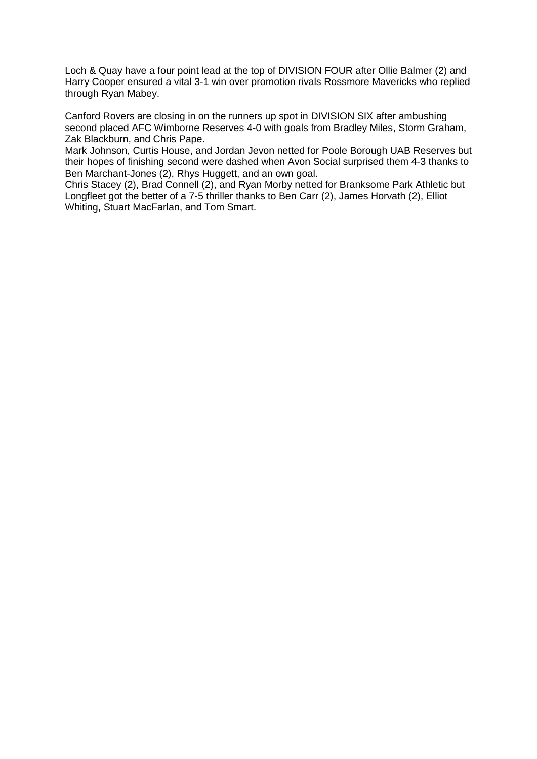Loch & Quay have a four point lead at the top of DIVISION FOUR after Ollie Balmer (2) and Harry Cooper ensured a vital 3-1 win over promotion rivals Rossmore Mavericks who replied through Ryan Mabey.

Canford Rovers are closing in on the runners up spot in DIVISION SIX after ambushing second placed AFC Wimborne Reserves 4-0 with goals from Bradley Miles, Storm Graham, Zak Blackburn, and Chris Pape.

Mark Johnson, Curtis House, and Jordan Jevon netted for Poole Borough UAB Reserves but their hopes of finishing second were dashed when Avon Social surprised them 4-3 thanks to Ben Marchant-Jones (2), Rhys Huggett, and an own goal.

Chris Stacey (2), Brad Connell (2), and Ryan Morby netted for Branksome Park Athletic but Longfleet got the better of a 7-5 thriller thanks to Ben Carr (2), James Horvath (2), Elliot Whiting, Stuart MacFarlan, and Tom Smart.